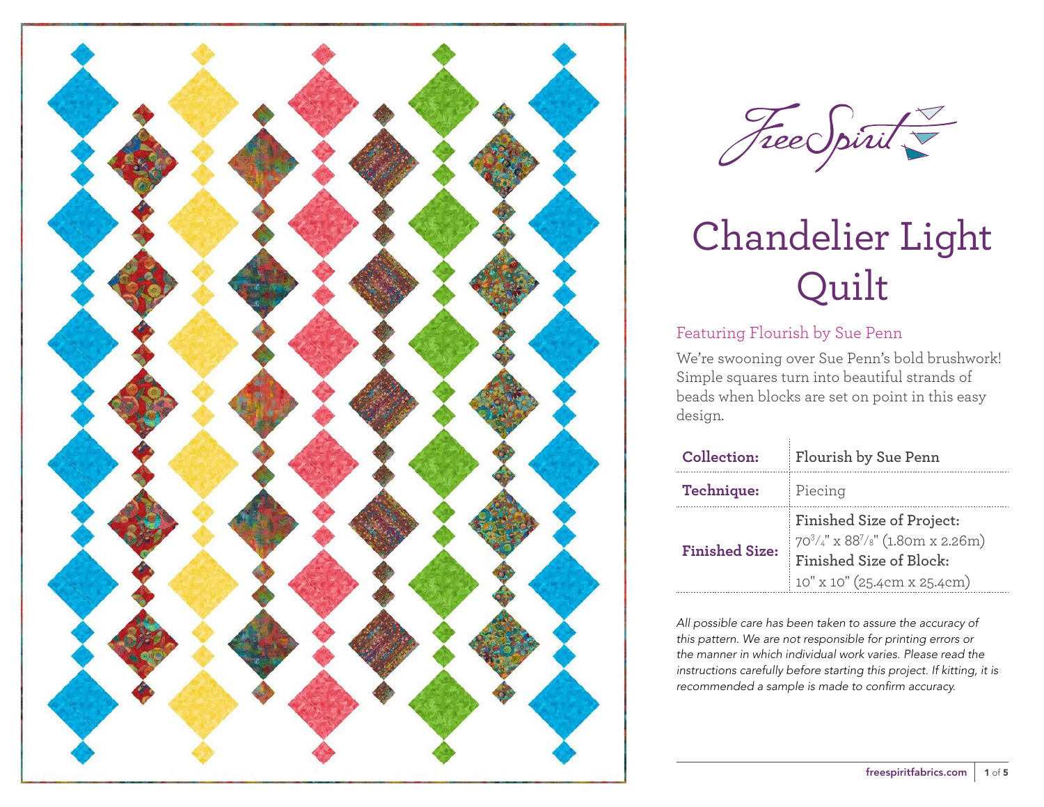FreeSpirit

# Chandelier Light Quilt

Featuring Flourish by Sue Penn

We're swooning over Sue Penn's bold brushwork! Simple squares turn into beautiful strands of beads when blocks are set on point in this easy design.

| | |
|---|---|
| **Collection:** | **Flourish by Sue Penn** |
| **Technique:** | Piecing |
| **Finished Size:** | **Finished Size of Project:** 70¾" x 88⅞" (1.80m x 2.26m) **Finished Size of Block:** 10" x 10" (25.4cm x 25.4cm) |

*All possible care has been taken to assure the accuracy of this pattern. We are not responsible for printing errors or the manner in which individual work varies. Please read the instructions carefully before starting this project. If kitting, it is recommended a sample is made to confirm accuracy.*

freespiritfabrics.com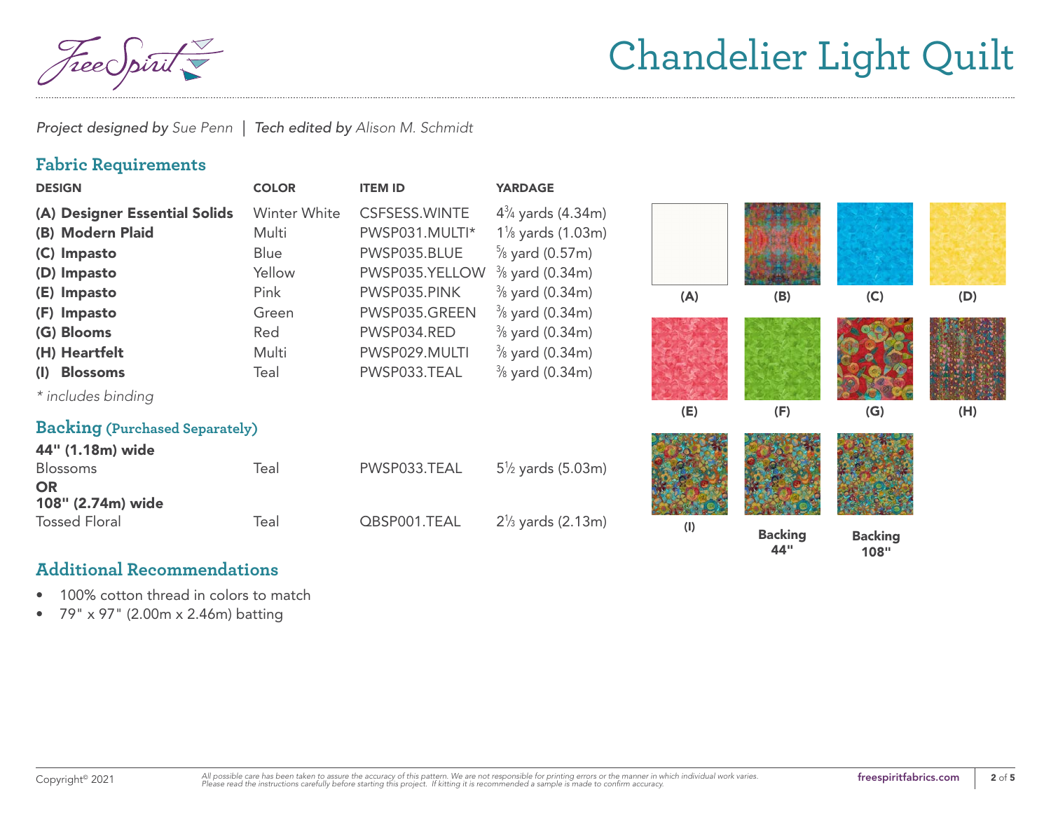# Chandelier Light Quilt

*Project designed by* *Sue Penn* | *Tech edited by* *Alison M. Schmidt*

## Fabric Requirements

| DESIGN | COLOR | ITEM ID | YARDAGE |
|---|---|---|---|
| **(A) Designer Essential Solids** | Winter White | CSFSESS.WINTE | 4¾ yards (4.34m) |
| **(B) Modern Plaid** | Multi | PWSP031.MULTI* | 1⅛ yards (1.03m) |
| **(C) Impasto** | Blue | PWSP035.BLUE | ⅝ yard (0.57m) |
| **(D) Impasto** | Yellow | PWSP035.YELLOW | ⅜ yard (0.34m) |
| **(E) Impasto** | Pink | PWSP035.PINK | ⅜ yard (0.34m) |
| **(F) Impasto** | Green | PWSP035.GREEN | ⅜ yard (0.34m) |
| **(G) Blooms** | Red | PWSP034.RED | ⅜ yard (0.34m) |
| **(H) Heartfelt** | Multi | PWSP029.MULTI | ⅜ yard (0.34m) |
| **(I) Blossoms** | Teal | PWSP033.TEAL | ⅜ yard (0.34m) |

*\* includes binding*

## Backing (Purchased Separately)

| | | | |
|---|---|---|---|
| **44" (1.18m) wide** | | | |
| Blossoms | Teal | PWSP033.TEAL | 5½ yards (5.03m) |
| **OR** | | | |
| **108" (2.74m) wide** | | | |
| Tossed Floral | Teal | QBSP001.TEAL | 2⅓ yards (2.13m) |

(A) (B) (C) (D) (E) (F) (G) (H) (I) Backing 44" Backing 108"

## Additional Recommendations

- 100% cotton thread in colors to match
- 79" x 97" (2.00m x 2.46m) batting

Copyright© 2021

*All possible care has been taken to assure the accuracy of this pattern. We are not responsible for printing errors or the manner in which individual work varies. Please read the instructions carefully before starting this project. If kitting it is recommended a sample is made to confirm accuracy.*

freespiritfabrics.com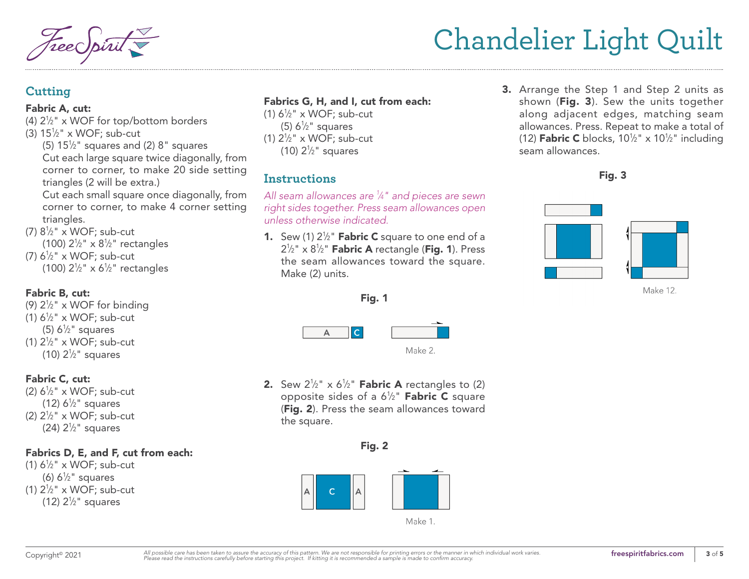# Chandelier Light Quilt

## Cutting

**Fabric A, cut:**

(4) 2½" x WOF for top/bottom borders

(3) 15½" x WOF; sub-cut

(5) 15½" squares and (2) 8" squares

Cut each large square twice diagonally, from corner to corner, to make 20 side setting triangles (2 will be extra.)

Cut each small square once diagonally, from corner to corner, to make 4 corner setting triangles.

(7) 8½" x WOF; sub-cut

(100) 2½" x 8½" rectangles

(7) 6½" x WOF; sub-cut

(100) 2½" x 6½" rectangles

**Fabric B, cut:**

(9) 2½" x WOF for binding

(1) 6½" x WOF; sub-cut

(5) 6½" squares

(1) 2½" x WOF; sub-cut

(10) 2½" squares

**Fabric C, cut:**

(2) 6½" x WOF; sub-cut

(12) 6½" squares

(2) 2½" x WOF; sub-cut

(24) 2½" squares

**Fabrics D, E, and F, cut from each:**

(1) 6½" x WOF; sub-cut

(6) 6½" squares

(1) 2½" x WOF; sub-cut

(12) 2½" squares

**Fabrics G, H, and I, cut from each:**

(1) 6½" x WOF; sub-cut

(5) 6½" squares

(1) 2½" x WOF; sub-cut

(10) 2½" squares

## Instructions

*All seam allowances are ¼" and pieces are sewn right sides together. Press seam allowances open unless otherwise indicated.*

1. Sew (1) 2½" **Fabric C** square to one end of a 2½" x 8½" **Fabric A** rectangle (**Fig. 1**). Press the seam allowances toward the square. Make (2) units.

**Fig. 1**

Make 2.

2. Sew 2½" x 6½" **Fabric A** rectangles to (2) opposite sides of a 6½" **Fabric C** square (**Fig. 2**). Press the seam allowances toward the square.

**Fig. 2**

Make 1.

3. Arrange the Step 1 and Step 2 units as shown (**Fig. 3**). Sew the units together along adjacent edges, matching seam allowances. Press. Repeat to make a total of (12) **Fabric C** blocks, 10½" x 10½" including seam allowances.

**Fig. 3**

Make 12.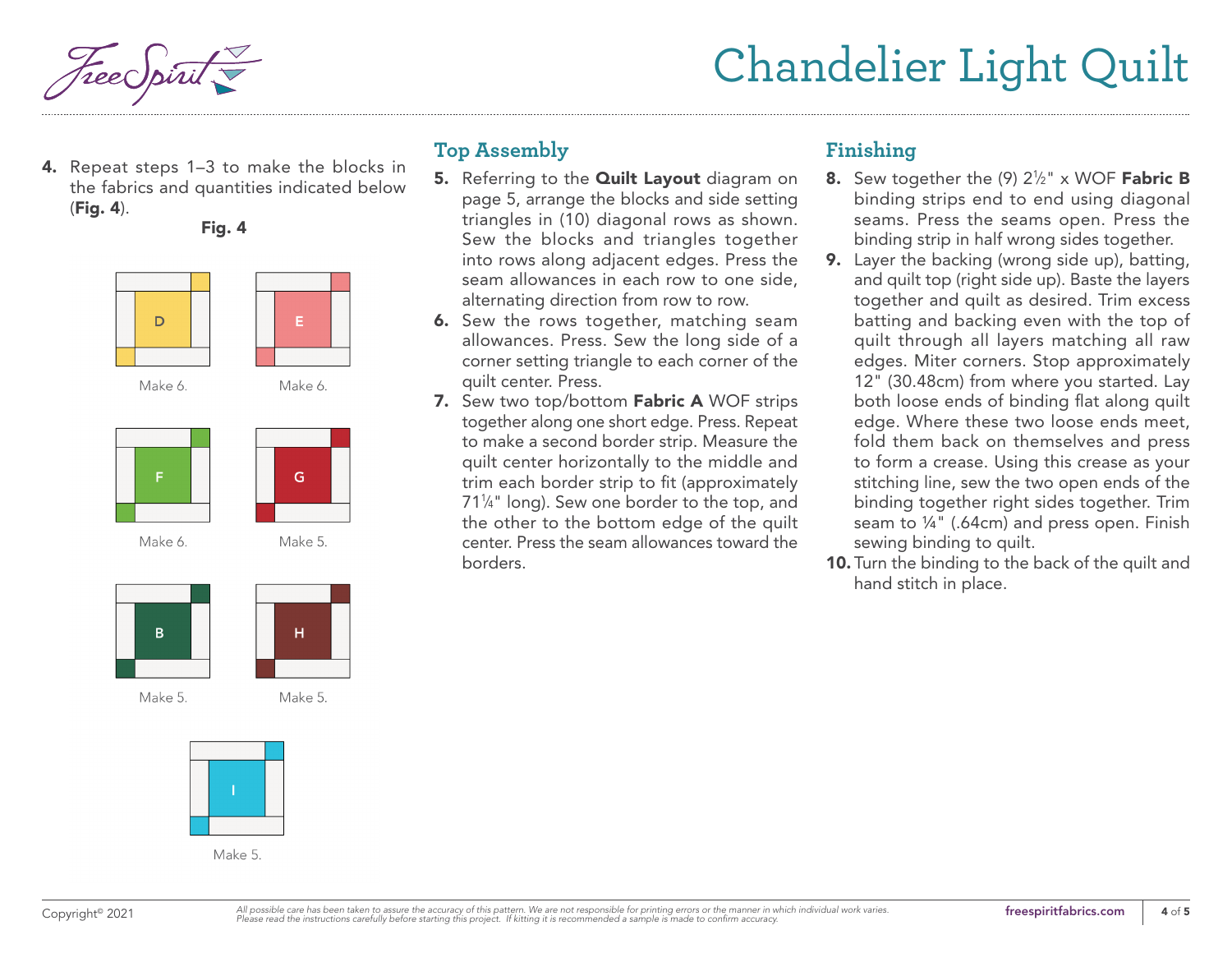4. Repeat steps 1–3 to make the blocks in the fabrics and quantities indicated below (**Fig. 4**).

**Fig. 4**

D — Make 6.

E — Make 6.

F — Make 6.

G — Make 5.

B — Make 5.

H — Make 5.

I — Make 5.

## Top Assembly

5. Referring to the **Quilt Layout** diagram on page 5, arrange the blocks and side setting triangles in (10) diagonal rows as shown. Sew the blocks and triangles together into rows along adjacent edges. Press the seam allowances in each row to one side, alternating direction from row to row.
6. Sew the rows together, matching seam allowances. Press. Sew the long side of a corner setting triangle to each corner of the quilt center. Press.
7. Sew two top/bottom **Fabric A** WOF strips together along one short edge. Press. Repeat to make a second border strip. Measure the quilt center horizontally to the middle and trim each border strip to fit (approximately 71¼" long). Sew one border to the top, and the other to the bottom edge of the quilt center. Press the seam allowances toward the borders.

## Finishing

8. Sew together the (9) 2½" x WOF **Fabric B** binding strips end to end using diagonal seams. Press the seams open. Press the binding strip in half wrong sides together.
9. Layer the backing (wrong side up), batting, and quilt top (right side up). Baste the layers together and quilt as desired. Trim excess batting and backing even with the top of quilt through all layers matching all raw edges. Miter corners. Stop approximately 12" (30.48cm) from where you started. Lay both loose ends of binding flat along quilt edge. Where these two loose ends meet, fold them back on themselves and press to form a crease. Using this crease as your stitching line, sew the two open ends of the binding together right sides together. Trim seam to ¼" (.64cm) and press open. Finish sewing binding to quilt.
10. Turn the binding to the back of the quilt and hand stitch in place.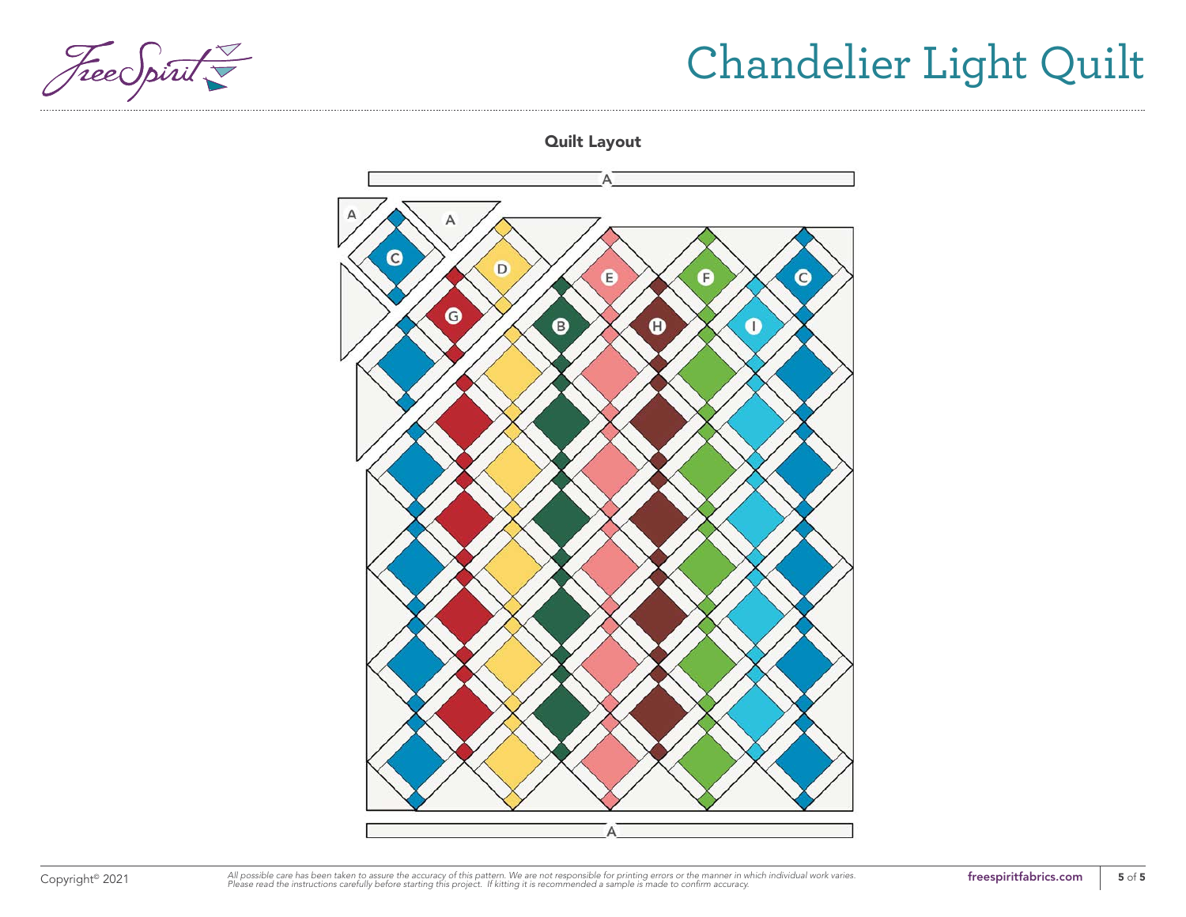# Chandelier Light Quilt

## Quilt Layout

A

A

A

C

D

E

F

C

G

B

H

I

A

Copyright© 2021

*All possible care has been taken to assure the accuracy of this pattern. We are not responsible for printing errors or the manner in which individual work varies. Please read the instructions carefully before starting this project. If kitting it is recommended a sample is made to confirm accuracy.*

freespiritfabrics.com